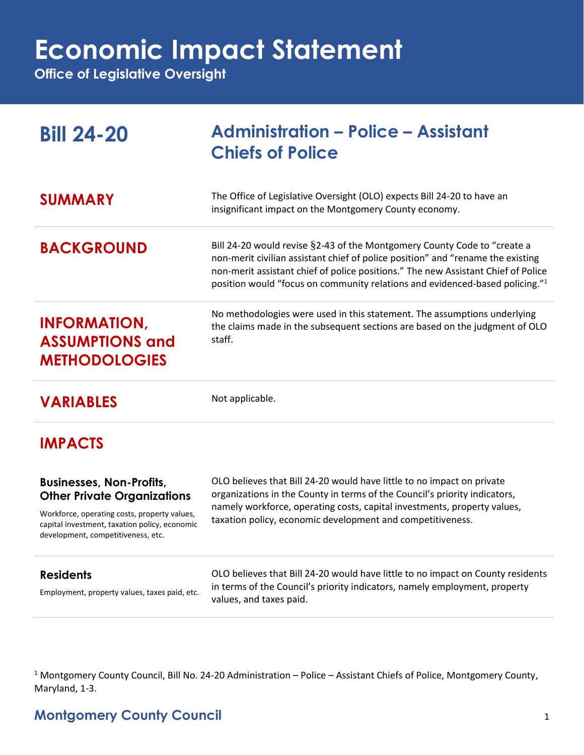# Economic Impact Statement

**Office of Legislative Oversight**

## Bill 24-20 — Administration – Police – Assistant Chiefs of Police

## SUMMARY

The Office of Legislative Oversight (OLO) expects Bill 24-20 to have an insignificant impact on the Montgomery County economy.

## BACKGROUND

Bill 24-20 would revise §2-43 of the Montgomery County Code to "create a non-merit civilian assistant chief of police position" and "rename the existing non-merit assistant chief of police positions." The new Assistant Chief of Police position would "focus on community relations and evidenced-based policing."[1]

## INFORMATION, ASSUMPTIONS and METHODOLOGIES

No methodologies were used in this statement. The assumptions underlying the claims made in the subsequent sections are based on the judgment of OLO staff.

## VARIABLES

Not applicable.

## IMPACTS

### Businesses, Non-Profits, Other Private Organizations

Workforce, operating costs, property values, capital investment, taxation policy, economic development, competitiveness, etc.

OLO believes that Bill 24-20 would have little to no impact on private organizations in the County in terms of the Council's priority indicators, namely workforce, operating costs, capital investments, property values, taxation policy, economic development and competitiveness.

### Residents

Employment, property values, taxes paid, etc.

OLO believes that Bill 24-20 would have little to no impact on County residents in terms of the Council's priority indicators, namely employment, property values, and taxes paid.

---

[1] Montgomery County Council, Bill No. 24-20 Administration – Police – Assistant Chiefs of Police, Montgomery County, Maryland, 1-3.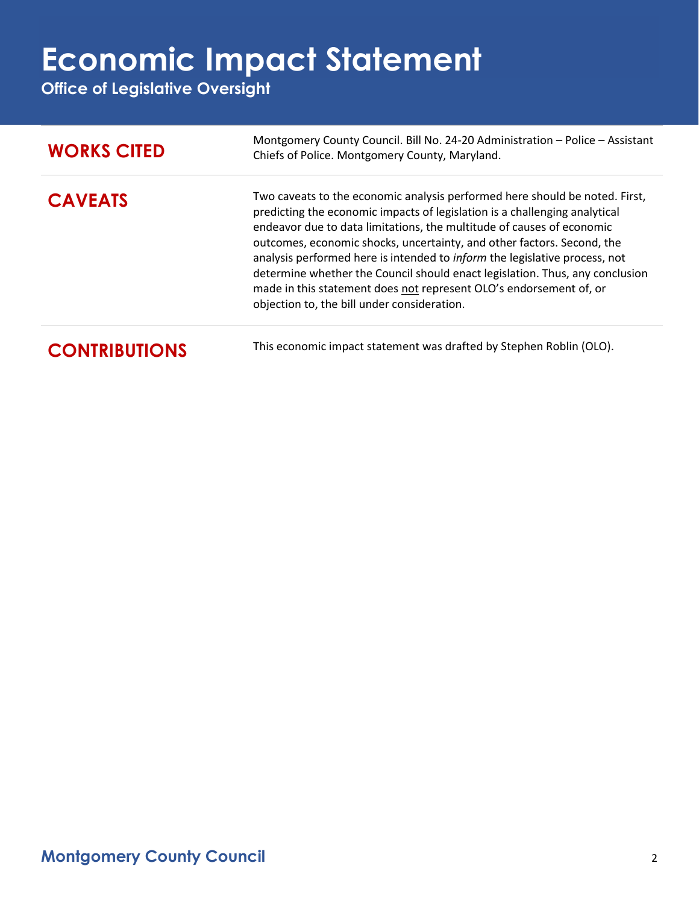# Economic Impact Statement

**Office of Legislative Oversight**

## WORKS CITED

Montgomery County Council. Bill No. 24-20 Administration – Police – Assistant Chiefs of Police. Montgomery County, Maryland.

## CAVEATS

Two caveats to the economic analysis performed here should be noted. First, predicting the economic impacts of legislation is a challenging analytical endeavor due to data limitations, the multitude of causes of economic outcomes, economic shocks, uncertainty, and other factors. Second, the analysis performed here is intended to *inform* the legislative process, not determine whether the Council should enact legislation. Thus, any conclusion made in this statement does not represent OLO's endorsement of, or objection to, the bill under consideration.

## CONTRIBUTIONS

This economic impact statement was drafted by Stephen Roblin (OLO).